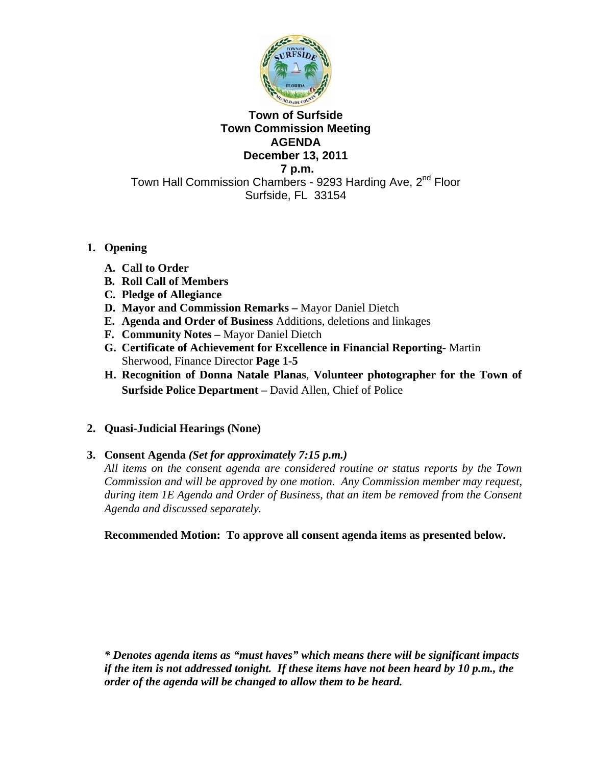# Town of Surfside
## Town Commission Meeting
## AGENDA
## December 13, 2011
## 7 p.m.

Town Hall Commission Chambers - 9293 Harding Ave, 2nd Floor
Surfside, FL 33154

1. **Opening**
   - **A. Call to Order**
   - **B. Roll Call of Members**
   - **C. Pledge of Allegiance**
   - **D. Mayor and Commission Remarks –** Mayor Daniel Dietch
   - **E. Agenda and Order of Business** Additions, deletions and linkages
   - **F. Community Notes –** Mayor Daniel Dietch
   - **G. Certificate of Achievement for Excellence in Financial Reporting-** Martin Sherwood, Finance Director **Page 1-5**
   - **H. Recognition of Donna Natale Planas**, **Volunteer photographer for the Town of Surfside Police Department –** David Allen, Chief of Police

2. **Quasi-Judicial Hearings (None)**

3. **Consent Agenda** ***(Set for approximately 7:15 p.m.)***

   *All items on the consent agenda are considered routine or status reports by the Town Commission and will be approved by one motion. Any Commission member may request, during item 1E Agenda and Order of Business, that an item be removed from the Consent Agenda and discussed separately.*

   **Recommended Motion: To approve all consent agenda items as presented below.**

***\* Denotes agenda items as "must haves" which means there will be significant impacts if the item is not addressed tonight. If these items have not been heard by 10 p.m., the order of the agenda will be changed to allow them to be heard.***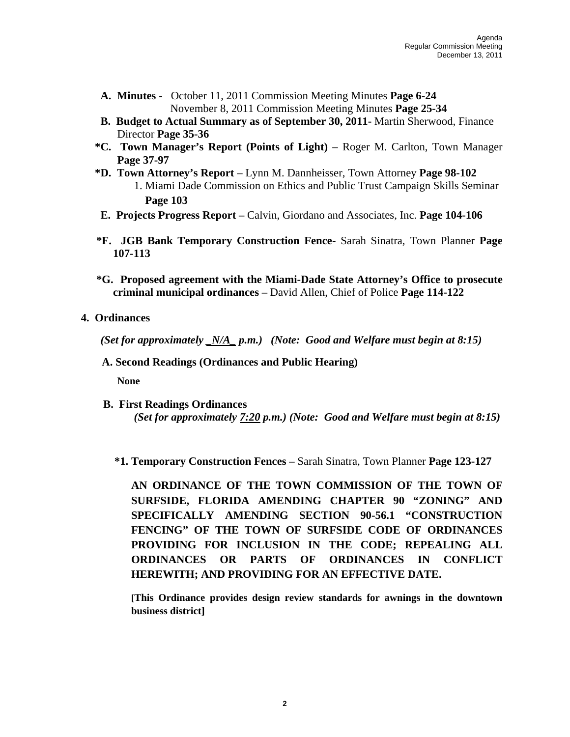**A. Minutes** - October 11, 2011 Commission Meeting Minutes **Page 6-24**
November 8, 2011 Commission Meeting Minutes **Page 25-34**

**B. Budget to Actual Summary as of September 30, 2011-** Martin Sherwood, Finance Director **Page 35-36**

***C. Town Manager's Report (Points of Light)** – Roger M. Carlton, Town Manager **Page 37-97**

***D. Town Attorney's Report** – Lynn M. Dannheisser, Town Attorney **Page 98-102**

1. Miami Dade Commission on Ethics and Public Trust Campaign Skills Seminar **Page 103**

**E. Projects Progress Report –** Calvin, Giordano and Associates, Inc. **Page 104-106**

***F. JGB Bank Temporary Construction Fence-** Sarah Sinatra, Town Planner **Page 107-113**

***G. Proposed agreement with the Miami-Dade State Attorney's Office to prosecute criminal municipal ordinances –** David Allen, Chief of Police **Page 114-122**

**4. Ordinances**

***(Set for approximately _N/A_ p.m.) (Note: Good and Welfare must begin at 8:15)***

**A. Second Readings (Ordinances and Public Hearing)**

**None**

**B. First Readings Ordinances**

***(Set for approximately 7:20 p.m.) (Note: Good and Welfare must begin at 8:15)***

***1. Temporary Construction Fences –** Sarah Sinatra, Town Planner **Page 123-127**

**AN ORDINANCE OF THE TOWN COMMISSION OF THE TOWN OF SURFSIDE, FLORIDA AMENDING CHAPTER 90 "ZONING" AND SPECIFICALLY AMENDING SECTION 90-56.1 "CONSTRUCTION FENCING" OF THE TOWN OF SURFSIDE CODE OF ORDINANCES PROVIDING FOR INCLUSION IN THE CODE; REPEALING ALL ORDINANCES OR PARTS OF ORDINANCES IN CONFLICT HEREWITH; AND PROVIDING FOR AN EFFECTIVE DATE.**

**[This Ordinance provides design review standards for awnings in the downtown business district]**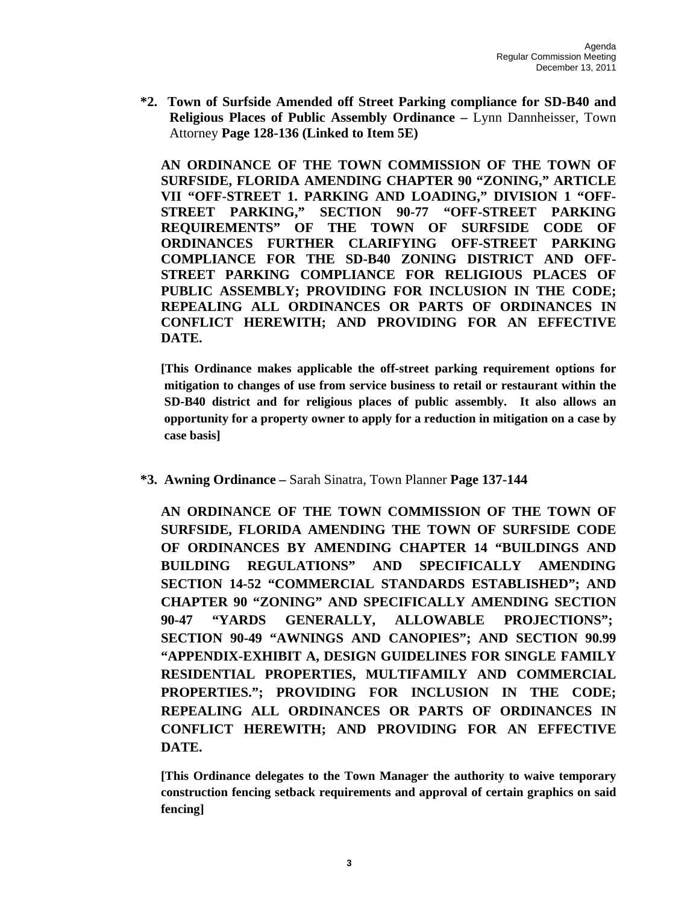**\*2. Town of Surfside Amended off Street Parking compliance for SD-B40 and Religious Places of Public Assembly Ordinance –** Lynn Dannheisser, Town Attorney **Page 128-136 (Linked to Item 5E)**

**AN ORDINANCE OF THE TOWN COMMISSION OF THE TOWN OF SURFSIDE, FLORIDA AMENDING CHAPTER 90 "ZONING," ARTICLE VII "OFF-STREET 1. PARKING AND LOADING," DIVISION 1 "OFF-STREET PARKING," SECTION 90-77 "OFF-STREET PARKING REQUIREMENTS" OF THE TOWN OF SURFSIDE CODE OF ORDINANCES FURTHER CLARIFYING OFF-STREET PARKING COMPLIANCE FOR THE SD-B40 ZONING DISTRICT AND OFF-STREET PARKING COMPLIANCE FOR RELIGIOUS PLACES OF PUBLIC ASSEMBLY; PROVIDING FOR INCLUSION IN THE CODE; REPEALING ALL ORDINANCES OR PARTS OF ORDINANCES IN CONFLICT HEREWITH; AND PROVIDING FOR AN EFFECTIVE DATE.**

**[This Ordinance makes applicable the off-street parking requirement options for mitigation to changes of use from service business to retail or restaurant within the SD-B40 district and for religious places of public assembly. It also allows an opportunity for a property owner to apply for a reduction in mitigation on a case by case basis]**

**\*3. Awning Ordinance –** Sarah Sinatra, Town Planner **Page 137-144**

**AN ORDINANCE OF THE TOWN COMMISSION OF THE TOWN OF SURFSIDE, FLORIDA AMENDING THE TOWN OF SURFSIDE CODE OF ORDINANCES BY AMENDING CHAPTER 14 "BUILDINGS AND BUILDING REGULATIONS" AND SPECIFICALLY AMENDING SECTION 14-52 "COMMERCIAL STANDARDS ESTABLISHED"; AND CHAPTER 90 "ZONING" AND SPECIFICALLY AMENDING SECTION 90-47 "YARDS GENERALLY, ALLOWABLE PROJECTIONS"; SECTION 90-49 "AWNINGS AND CANOPIES"; AND SECTION 90.99 "APPENDIX-EXHIBIT A, DESIGN GUIDELINES FOR SINGLE FAMILY RESIDENTIAL PROPERTIES, MULTIFAMILY AND COMMERCIAL PROPERTIES."; PROVIDING FOR INCLUSION IN THE CODE; REPEALING ALL ORDINANCES OR PARTS OF ORDINANCES IN CONFLICT HEREWITH; AND PROVIDING FOR AN EFFECTIVE DATE.**

**[This Ordinance delegates to the Town Manager the authority to waive temporary construction fencing setback requirements and approval of certain graphics on said fencing]**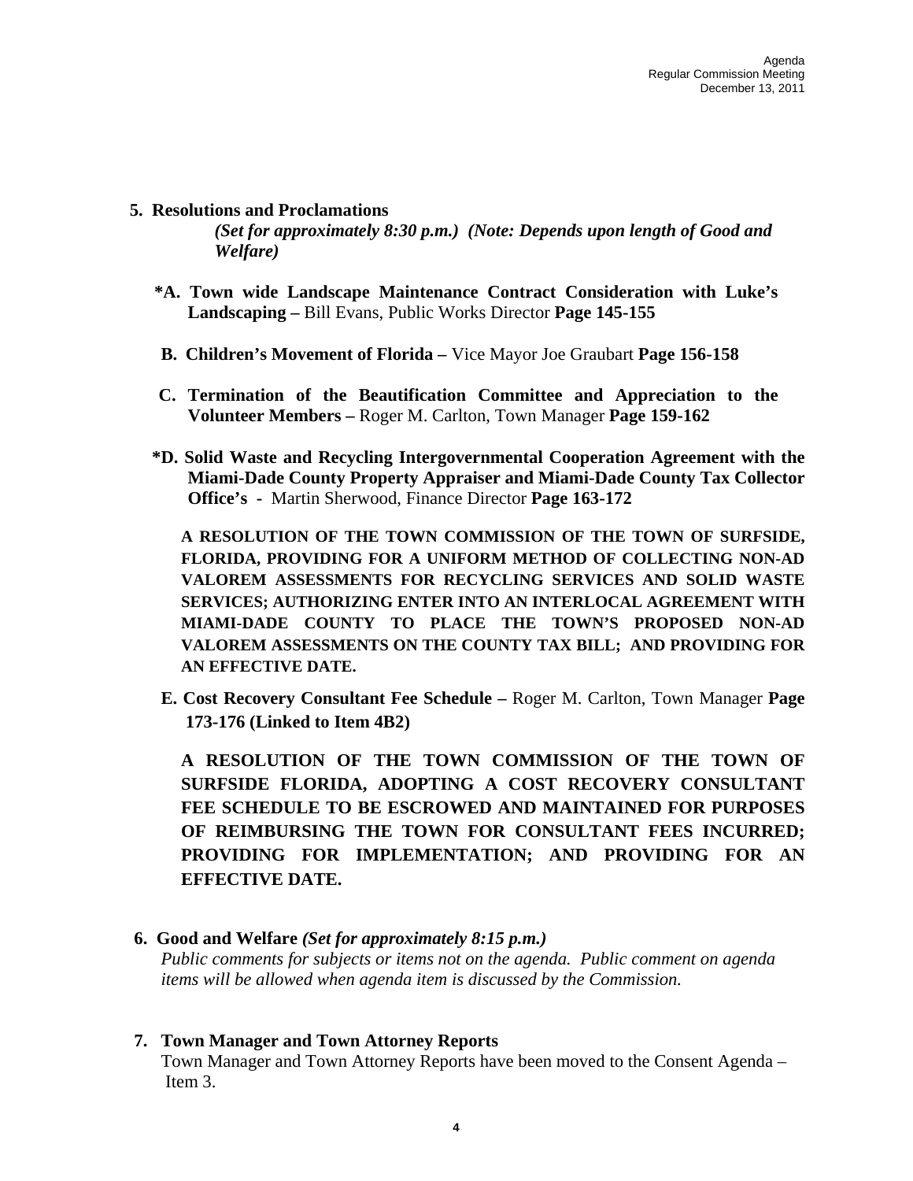**5. Resolutions and Proclamations**

*(Set for approximately 8:30 p.m.) (Note: Depends upon length of Good and Welfare)*

**\*A. Town wide Landscape Maintenance Contract Consideration with Luke's Landscaping –** Bill Evans, Public Works Director **Page 145-155**

**B. Children's Movement of Florida –** Vice Mayor Joe Graubart **Page 156-158**

**C. Termination of the Beautification Committee and Appreciation to the Volunteer Members –** Roger M. Carlton, Town Manager **Page 159-162**

**\*D. Solid Waste and Recycling Intergovernmental Cooperation Agreement with the Miami-Dade County Property Appraiser and Miami-Dade County Tax Collector Office's -** Martin Sherwood, Finance Director **Page 163-172**

**A RESOLUTION OF THE TOWN COMMISSION OF THE TOWN OF SURFSIDE, FLORIDA, PROVIDING FOR A UNIFORM METHOD OF COLLECTING NON-AD VALOREM ASSESSMENTS FOR RECYCLING SERVICES AND SOLID WASTE SERVICES; AUTHORIZING ENTER INTO AN INTERLOCAL AGREEMENT WITH MIAMI-DADE COUNTY TO PLACE THE TOWN'S PROPOSED NON-AD VALOREM ASSESSMENTS ON THE COUNTY TAX BILL; AND PROVIDING FOR AN EFFECTIVE DATE.**

**E. Cost Recovery Consultant Fee Schedule –** Roger M. Carlton, Town Manager **Page 173-176 (Linked to Item 4B2)**

**A RESOLUTION OF THE TOWN COMMISSION OF THE TOWN OF SURFSIDE FLORIDA, ADOPTING A COST RECOVERY CONSULTANT FEE SCHEDULE TO BE ESCROWED AND MAINTAINED FOR PURPOSES OF REIMBURSING THE TOWN FOR CONSULTANT FEES INCURRED; PROVIDING FOR IMPLEMENTATION; AND PROVIDING FOR AN EFFECTIVE DATE.**

**6. Good and Welfare** ***(Set for approximately 8:15 p.m.)***

*Public comments for subjects or items not on the agenda. Public comment on agenda items will be allowed when agenda item is discussed by the Commission.*

**7. Town Manager and Town Attorney Reports**

Town Manager and Town Attorney Reports have been moved to the Consent Agenda – Item 3.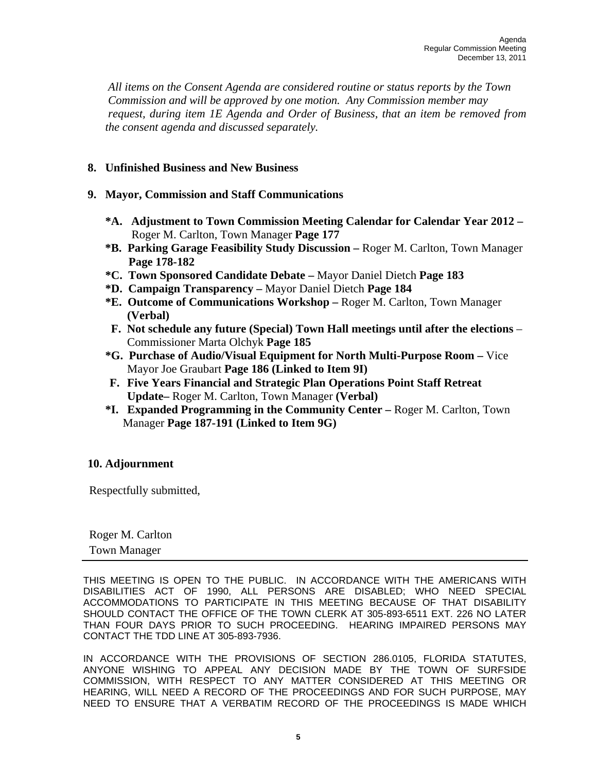*All items on the Consent Agenda are considered routine or status reports by the Town Commission and will be approved by one motion. Any Commission member may request, during item 1E Agenda and Order of Business, that an item be removed from the consent agenda and discussed separately.*

**8. Unfinished Business and New Business**

**9. Mayor, Commission and Staff Communications**

**\*A. Adjustment to Town Commission Meeting Calendar for Calendar Year 2012 –** Roger M. Carlton, Town Manager **Page 177**

**\*B. Parking Garage Feasibility Study Discussion –** Roger M. Carlton, Town Manager **Page 178-182**

**\*C. Town Sponsored Candidate Debate –** Mayor Daniel Dietch **Page 183**

**\*D. Campaign Transparency –** Mayor Daniel Dietch **Page 184**

**\*E. Outcome of Communications Workshop –** Roger M. Carlton, Town Manager **(Verbal)**

**F. Not schedule any future (Special) Town Hall meetings until after the elections** – Commissioner Marta Olchyk **Page 185**

**\*G. Purchase of Audio/Visual Equipment for North Multi-Purpose Room –** Vice Mayor Joe Graubart **Page 186 (Linked to Item 9I)**

**F. Five Years Financial and Strategic Plan Operations Point Staff Retreat Update–** Roger M. Carlton, Town Manager **(Verbal)**

**\*I. Expanded Programming in the Community Center –** Roger M. Carlton, Town Manager **Page 187-191 (Linked to Item 9G)**

**10. Adjournment**

Respectfully submitted,

Roger M. Carlton
Town Manager

---

THIS MEETING IS OPEN TO THE PUBLIC. IN ACCORDANCE WITH THE AMERICANS WITH DISABILITIES ACT OF 1990, ALL PERSONS ARE DISABLED; WHO NEED SPECIAL ACCOMMODATIONS TO PARTICIPATE IN THIS MEETING BECAUSE OF THAT DISABILITY SHOULD CONTACT THE OFFICE OF THE TOWN CLERK AT 305-893-6511 EXT. 226 NO LATER THAN FOUR DAYS PRIOR TO SUCH PROCEEDING. HEARING IMPAIRED PERSONS MAY CONTACT THE TDD LINE AT 305-893-7936.

IN ACCORDANCE WITH THE PROVISIONS OF SECTION 286.0105, FLORIDA STATUTES, ANYONE WISHING TO APPEAL ANY DECISION MADE BY THE TOWN OF SURFSIDE COMMISSION, WITH RESPECT TO ANY MATTER CONSIDERED AT THIS MEETING OR HEARING, WILL NEED A RECORD OF THE PROCEEDINGS AND FOR SUCH PURPOSE, MAY NEED TO ENSURE THAT A VERBATIM RECORD OF THE PROCEEDINGS IS MADE WHICH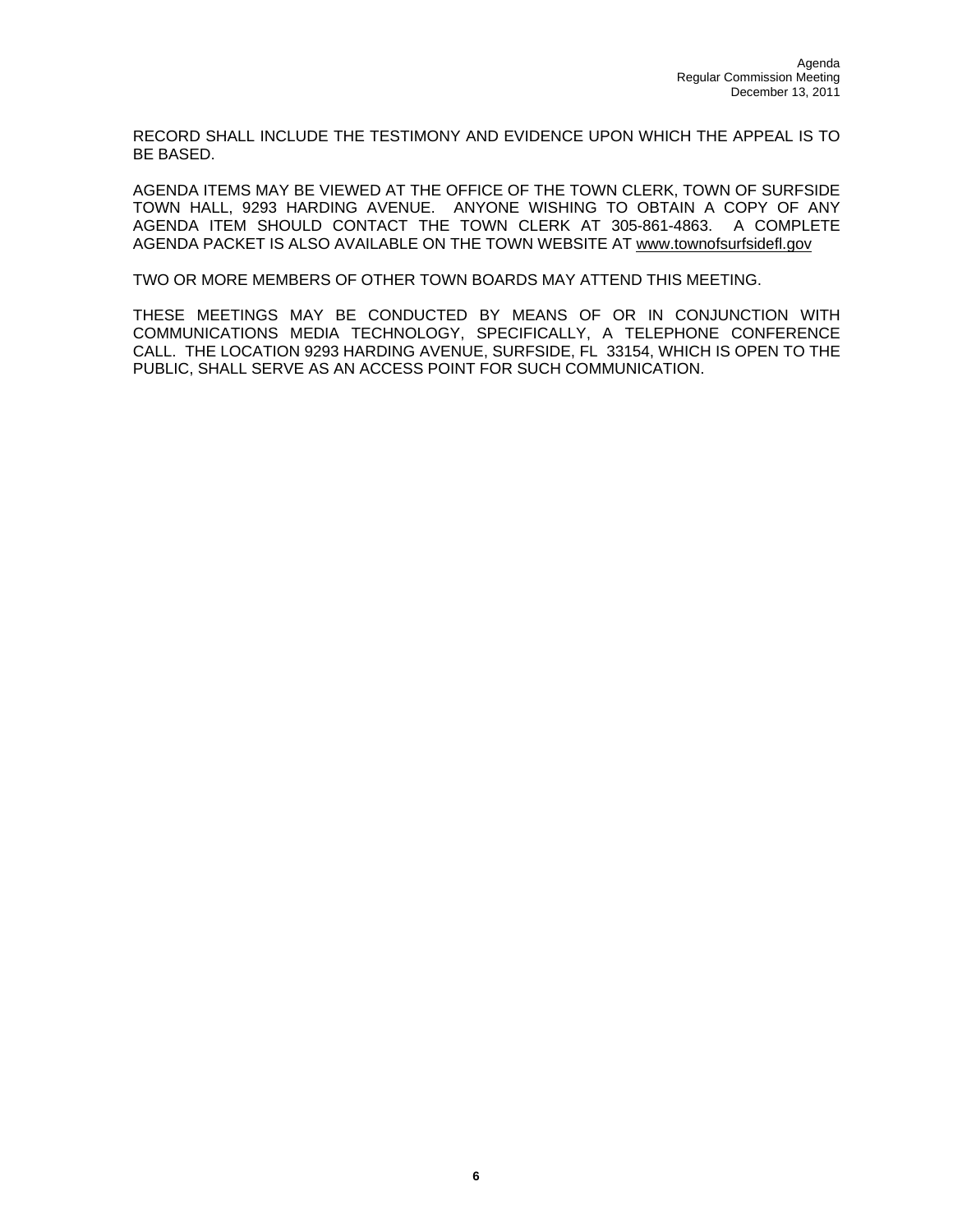RECORD SHALL INCLUDE THE TESTIMONY AND EVIDENCE UPON WHICH THE APPEAL IS TO BE BASED.

AGENDA ITEMS MAY BE VIEWED AT THE OFFICE OF THE TOWN CLERK, TOWN OF SURFSIDE TOWN HALL, 9293 HARDING AVENUE. ANYONE WISHING TO OBTAIN A COPY OF ANY AGENDA ITEM SHOULD CONTACT THE TOWN CLERK AT 305-861-4863. A COMPLETE AGENDA PACKET IS ALSO AVAILABLE ON THE TOWN WEBSITE AT www.townofsurfsidefl.gov

TWO OR MORE MEMBERS OF OTHER TOWN BOARDS MAY ATTEND THIS MEETING.

THESE MEETINGS MAY BE CONDUCTED BY MEANS OF OR IN CONJUNCTION WITH COMMUNICATIONS MEDIA TECHNOLOGY, SPECIFICALLY, A TELEPHONE CONFERENCE CALL. THE LOCATION 9293 HARDING AVENUE, SURFSIDE, FL 33154, WHICH IS OPEN TO THE PUBLIC, SHALL SERVE AS AN ACCESS POINT FOR SUCH COMMUNICATION.